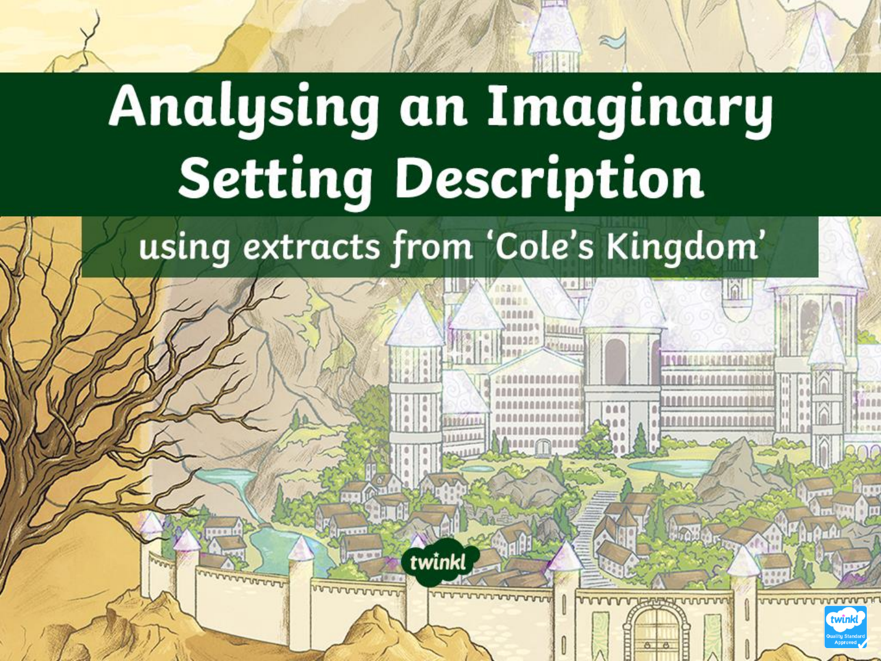# Analysing an Imaginary Setting Description

using extracts from 'Cole's Kingdom'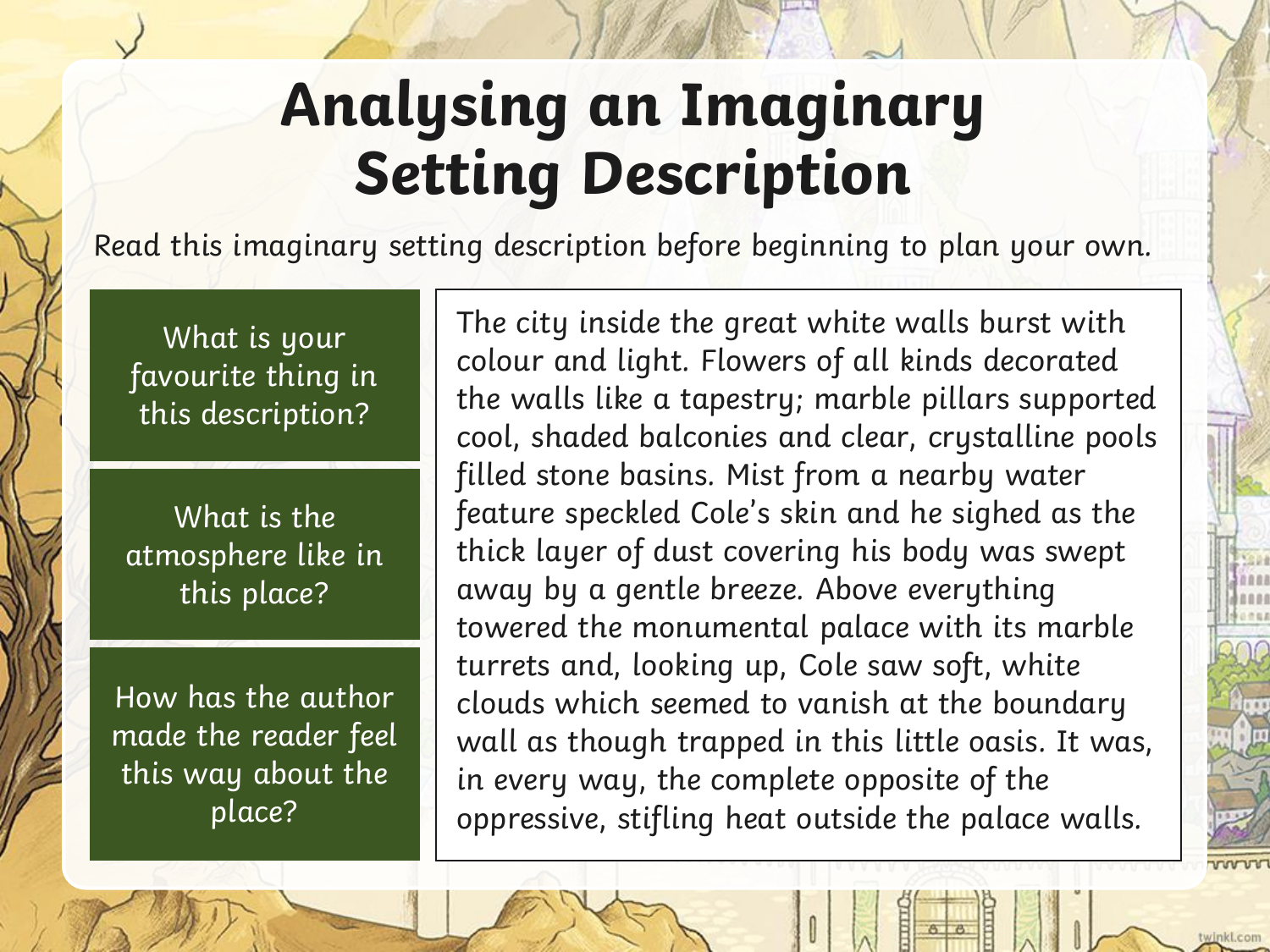# Analysing an Imaginary Setting Description

Read this imaginary setting description before beginning to plan your own.

What is your favourite thing in this description?

What is the atmosphere like in this place?

How has the author made the reader feel this way about the place?

The city inside the great white walls burst with colour and light. Flowers of all kinds decorated the walls like a tapestry; marble pillars supported cool, shaded balconies and clear, crystalline pools filled stone basins. Mist from a nearby water feature speckled Cole's skin and he sighed as the thick layer of dust covering his body was swept away by a gentle breeze. Above everything towered the monumental palace with its marble turrets and, looking up, Cole saw soft, white clouds which seemed to vanish at the boundary wall as though trapped in this little oasis. It was, in every way, the complete opposite of the oppressive, stifling heat outside the palace walls.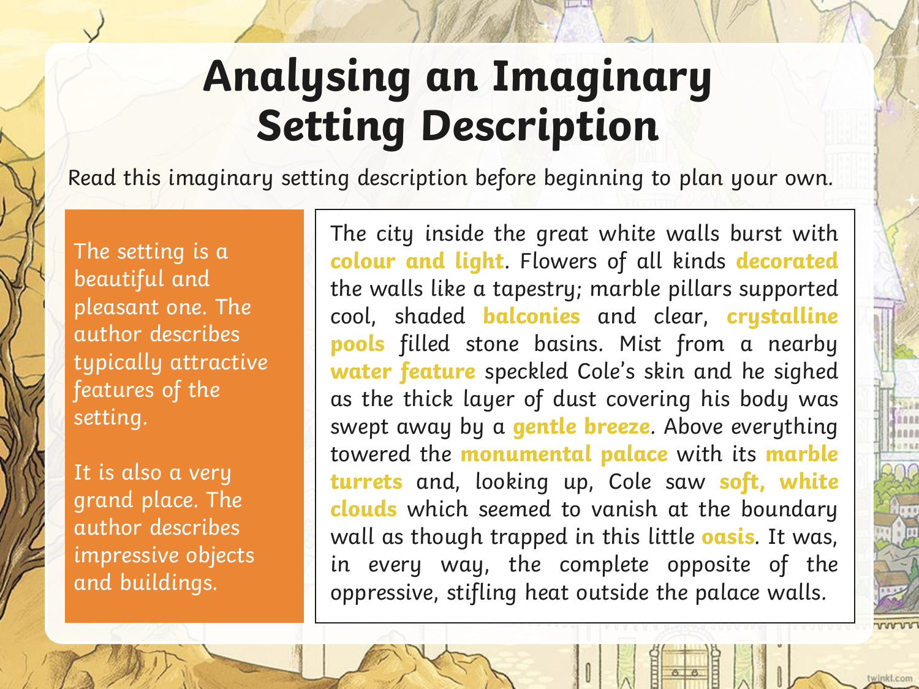# Analysing an Imaginary Setting Description

Read this imaginary setting description before beginning to plan your own.

The setting is a beautiful and pleasant one. The author describes typically attractive features of the setting.

It is also a very grand place. The author describes impressive objects and buildings.

The city inside the great white walls burst with **colour and light**. Flowers of all kinds **decorated** the walls like a tapestry; marble pillars supported cool, shaded **balconies** and clear, **crystalline pools** filled stone basins. Mist from a nearby **water feature** speckled Cole's skin and he sighed as the thick layer of dust covering his body was swept away by a **gentle breeze**. Above everything towered the **monumental palace** with its **marble turrets** and, looking up, Cole saw **soft, white clouds** which seemed to vanish at the boundary wall as though trapped in this little **oasis**. It was, in every way, the complete opposite of the oppressive, stifling heat outside the palace walls.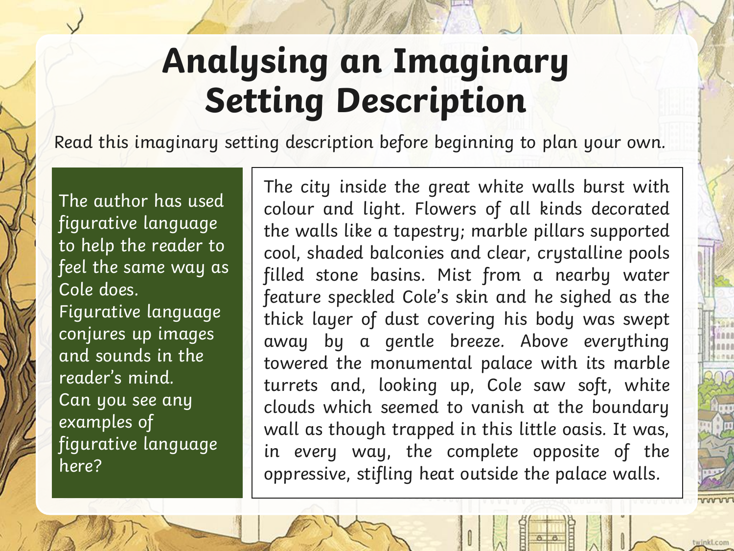# Analysing an Imaginary Setting Description

Read this imaginary setting description before beginning to plan your own.

The author has used figurative language to help the reader to feel the same way as Cole does.
Figurative language conjures up images and sounds in the reader's mind.
Can you see any examples of figurative language here?

The city inside the great white walls burst with colour and light. Flowers of all kinds decorated the walls like a tapestry; marble pillars supported cool, shaded balconies and clear, crystalline pools filled stone basins. Mist from a nearby water feature speckled Cole's skin and he sighed as the thick layer of dust covering his body was swept away by a gentle breeze. Above everything towered the monumental palace with its marble turrets and, looking up, Cole saw soft, white clouds which seemed to vanish at the boundary wall as though trapped in this little oasis. It was, in every way, the complete opposite of the oppressive, stifling heat outside the palace walls.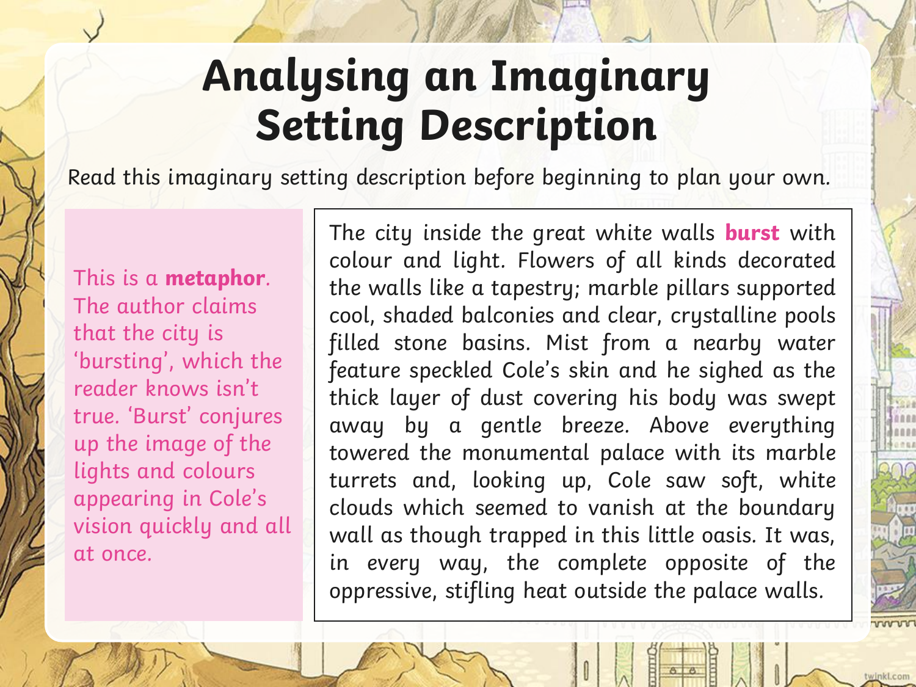# Analysing an Imaginary Setting Description

Read this imaginary setting description before beginning to plan your own.

This is a **metaphor**. The author claims that the city is 'bursting', which the reader knows isn't true. 'Burst' conjures up the image of the lights and colours appearing in Cole's vision quickly and all at once.

The city inside the great white walls **burst** with colour and light. Flowers of all kinds decorated the walls like a tapestry; marble pillars supported cool, shaded balconies and clear, crystalline pools filled stone basins. Mist from a nearby water feature speckled Cole's skin and he sighed as the thick layer of dust covering his body was swept away by a gentle breeze. Above everything towered the monumental palace with its marble turrets and, looking up, Cole saw soft, white clouds which seemed to vanish at the boundary wall as though trapped in this little oasis. It was, in every way, the complete opposite of the oppressive, stifling heat outside the palace walls.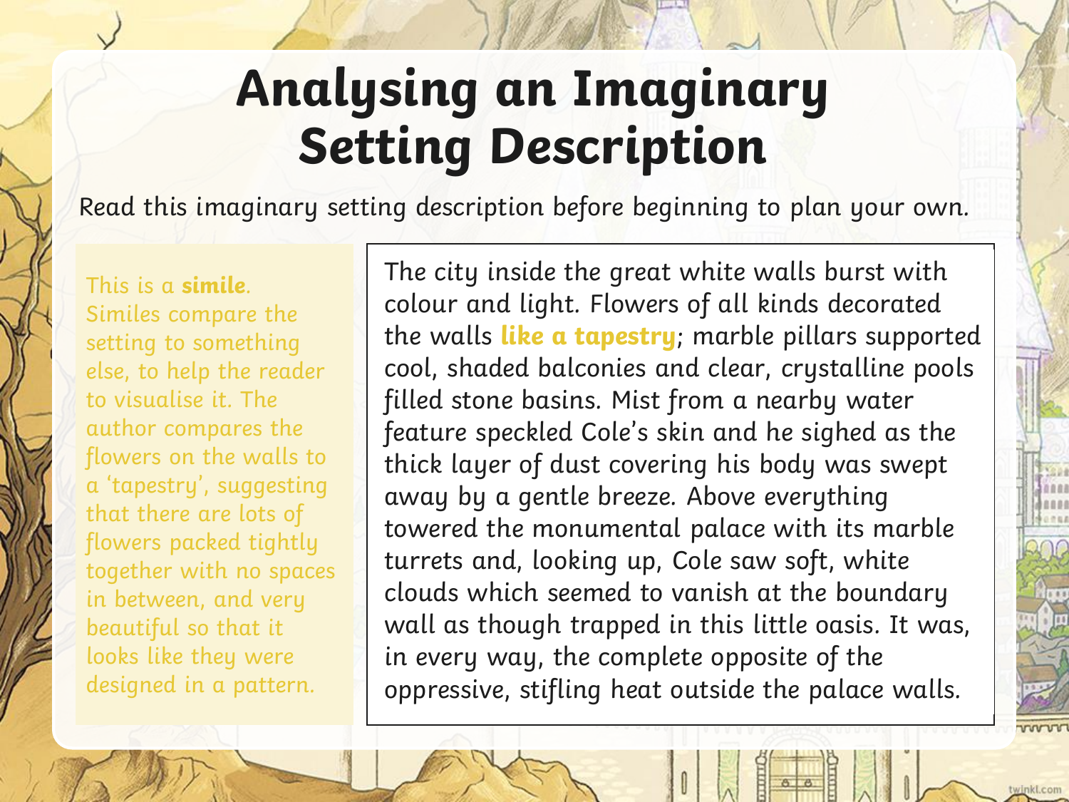# Analysing an Imaginary Setting Description

Read this imaginary setting description before beginning to plan your own.

This is a **simile**. Similes compare the setting to something else, to help the reader to visualise it. The author compares the flowers on the walls to a 'tapestry', suggesting that there are lots of flowers packed tightly together with no spaces in between, and very beautiful so that it looks like they were designed in a pattern.

The city inside the great white walls burst with colour and light. Flowers of all kinds decorated the walls **like a tapestry**; marble pillars supported cool, shaded balconies and clear, crystalline pools filled stone basins. Mist from a nearby water feature speckled Cole's skin and he sighed as the thick layer of dust covering his body was swept away by a gentle breeze. Above everything towered the monumental palace with its marble turrets and, looking up, Cole saw soft, white clouds which seemed to vanish at the boundary wall as though trapped in this little oasis. It was, in every way, the complete opposite of the oppressive, stifling heat outside the palace walls.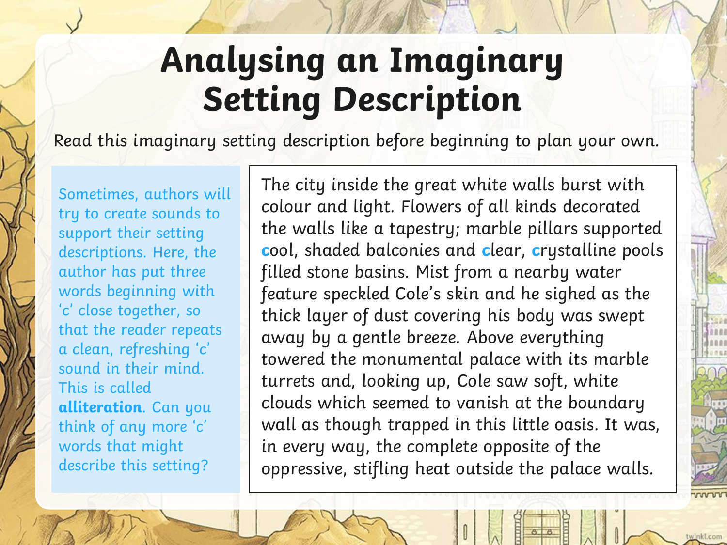# Analysing an Imaginary Setting Description

Read this imaginary setting description before beginning to plan your own.

Sometimes, authors will try to create sounds to support their setting descriptions. Here, the author has put three words beginning with 'c' close together, so that the reader repeats a clean, refreshing 'c' sound in their mind. This is called **alliteration**. Can you think of any more 'c' words that might describe this setting?

The city inside the great white walls burst with colour and light. Flowers of all kinds decorated the walls like a tapestry; marble pillars supported **c**ool, shaded balconies and **c**lear, **c**rystalline pools filled stone basins. Mist from a nearby water feature speckled Cole's skin and he sighed as the thick layer of dust covering his body was swept away by a gentle breeze. Above everything towered the monumental palace with its marble turrets and, looking up, Cole saw soft, white clouds which seemed to vanish at the boundary wall as though trapped in this little oasis. It was, in every way, the complete opposite of the oppressive, stifling heat outside the palace walls.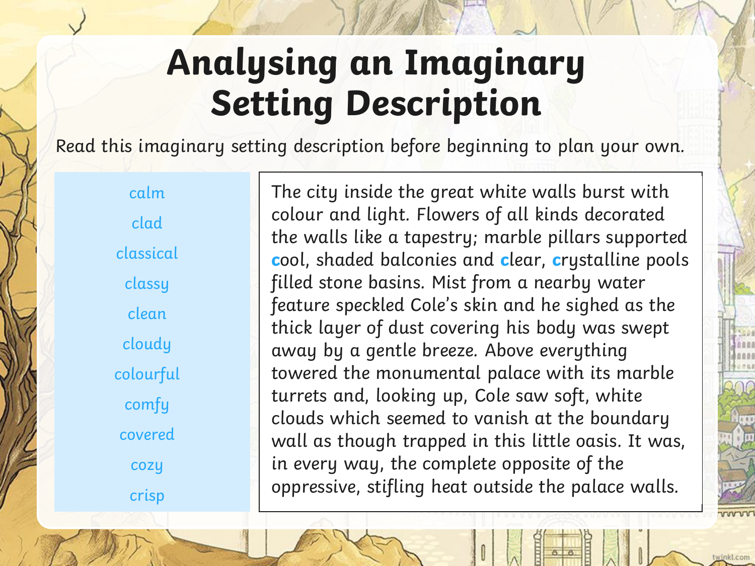# Analysing an Imaginary Setting Description

Read this imaginary setting description before beginning to plan your own.

calm
clad
classical
classy
clean
cloudy
colourful
comfy
covered
cozy
crisp

The city inside the great white walls burst with colour and light. Flowers of all kinds decorated the walls like a tapestry; marble pillars supported **c**ool, shaded balconies and **c**lear, **c**rystalline pools filled stone basins. Mist from a nearby water feature speckled Cole's skin and he sighed as the thick layer of dust covering his body was swept away by a gentle breeze. Above everything towered the monumental palace with its marble turrets and, looking up, Cole saw soft, white clouds which seemed to vanish at the boundary wall as though trapped in this little oasis. It was, in every way, the complete opposite of the oppressive, stifling heat outside the palace walls.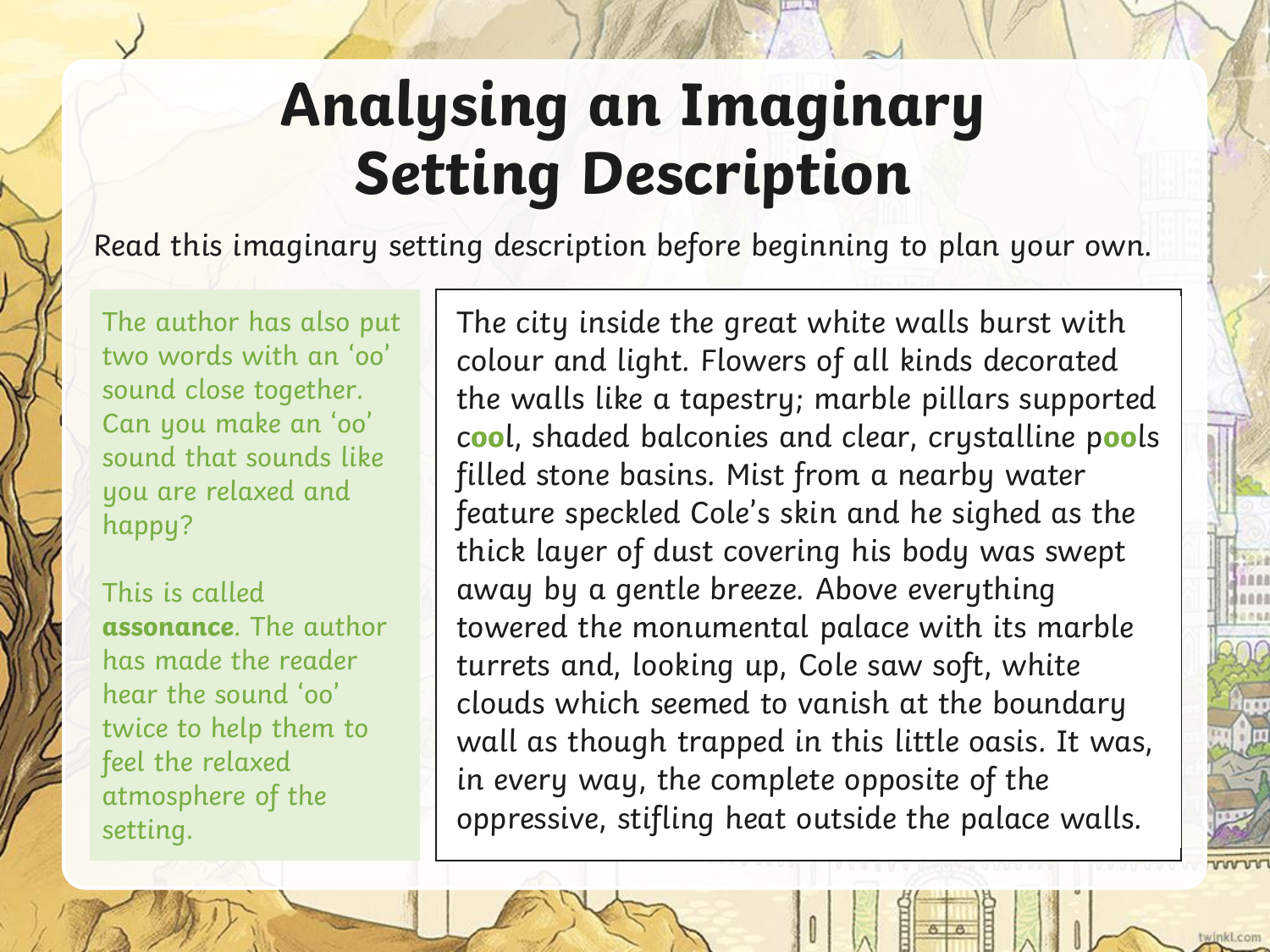# Analysing an Imaginary Setting Description

Read this imaginary setting description before beginning to plan your own.

The author has also put two words with an 'oo' sound close together. Can you make an 'oo' sound that sounds like you are relaxed and happy?

This is called **assonance**. The author has made the reader hear the sound 'oo' twice to help them to feel the relaxed atmosphere of the setting.

The city inside the great white walls burst with colour and light. Flowers of all kinds decorated the walls like a tapestry; marble pillars supported c**oo**l, shaded balconies and clear, crystalline p**oo**ls filled stone basins. Mist from a nearby water feature speckled Cole's skin and he sighed as the thick layer of dust covering his body was swept away by a gentle breeze. Above everything towered the monumental palace with its marble turrets and, looking up, Cole saw soft, white clouds which seemed to vanish at the boundary wall as though trapped in this little oasis. It was, in every way, the complete opposite of the oppressive, stifling heat outside the palace walls.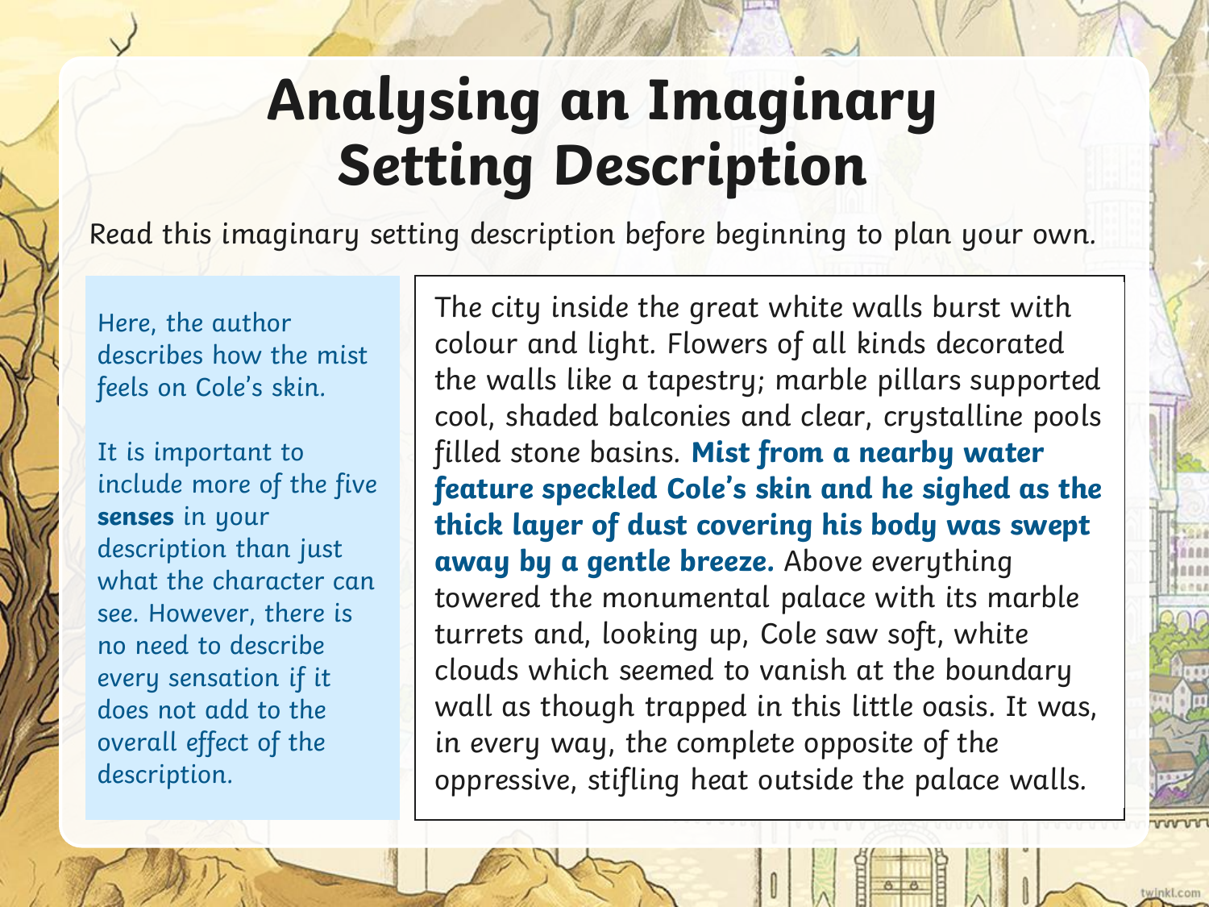# Analysing an Imaginary Setting Description

Read this imaginary setting description before beginning to plan your own.

Here, the author describes how the mist feels on Cole's skin.

It is important to include more of the five **senses** in your description than just what the character can see. However, there is no need to describe every sensation if it does not add to the overall effect of the description.

The city inside the great white walls burst with colour and light. Flowers of all kinds decorated the walls like a tapestry; marble pillars supported cool, shaded balconies and clear, crystalline pools filled stone basins. **Mist from a nearby water feature speckled Cole's skin and he sighed as the thick layer of dust covering his body was swept away by a gentle breeze.** Above everything towered the monumental palace with its marble turrets and, looking up, Cole saw soft, white clouds which seemed to vanish at the boundary wall as though trapped in this little oasis. It was, in every way, the complete opposite of the oppressive, stifling heat outside the palace walls.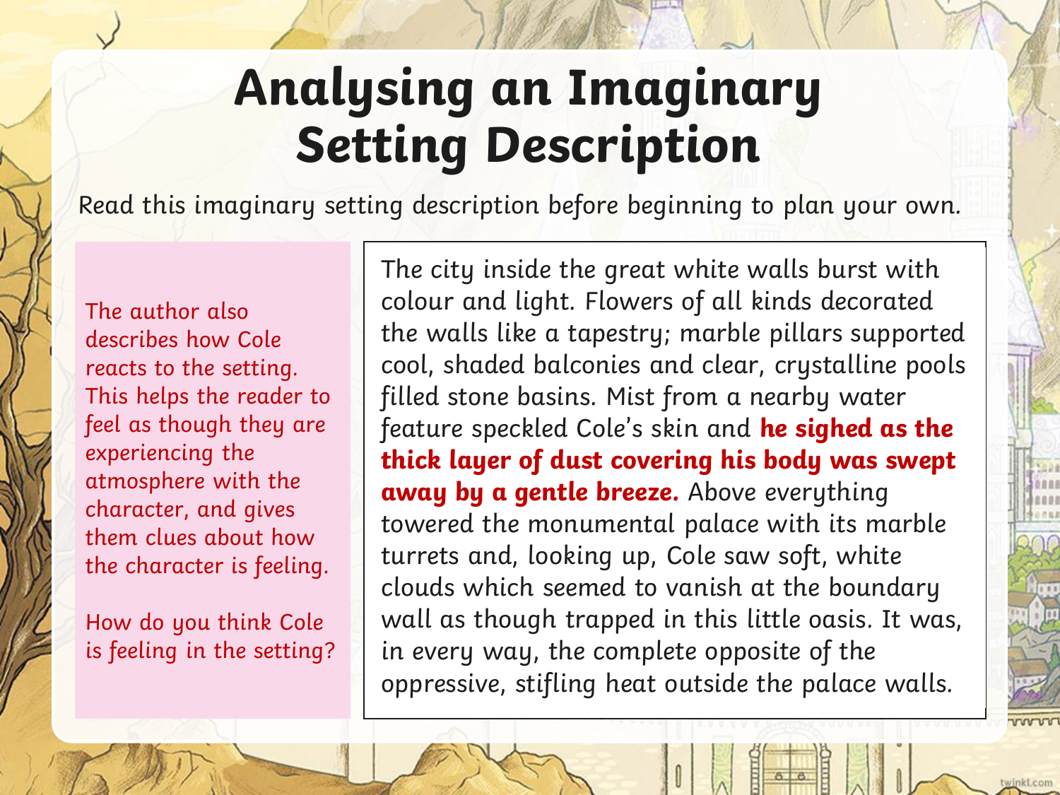# Analysing an Imaginary Setting Description

Read this imaginary setting description before beginning to plan your own.

The author also describes how Cole reacts to the setting. This helps the reader to feel as though they are experiencing the atmosphere with the character, and gives them clues about how the character is feeling.

How do you think Cole is feeling in the setting?

The city inside the great white walls burst with colour and light. Flowers of all kinds decorated the walls like a tapestry; marble pillars supported cool, shaded balconies and clear, crystalline pools filled stone basins. Mist from a nearby water feature speckled Cole's skin and **he sighed as the thick layer of dust covering his body was swept away by a gentle breeze.** Above everything towered the monumental palace with its marble turrets and, looking up, Cole saw soft, white clouds which seemed to vanish at the boundary wall as though trapped in this little oasis. It was, in every way, the complete opposite of the oppressive, stifling heat outside the palace walls.